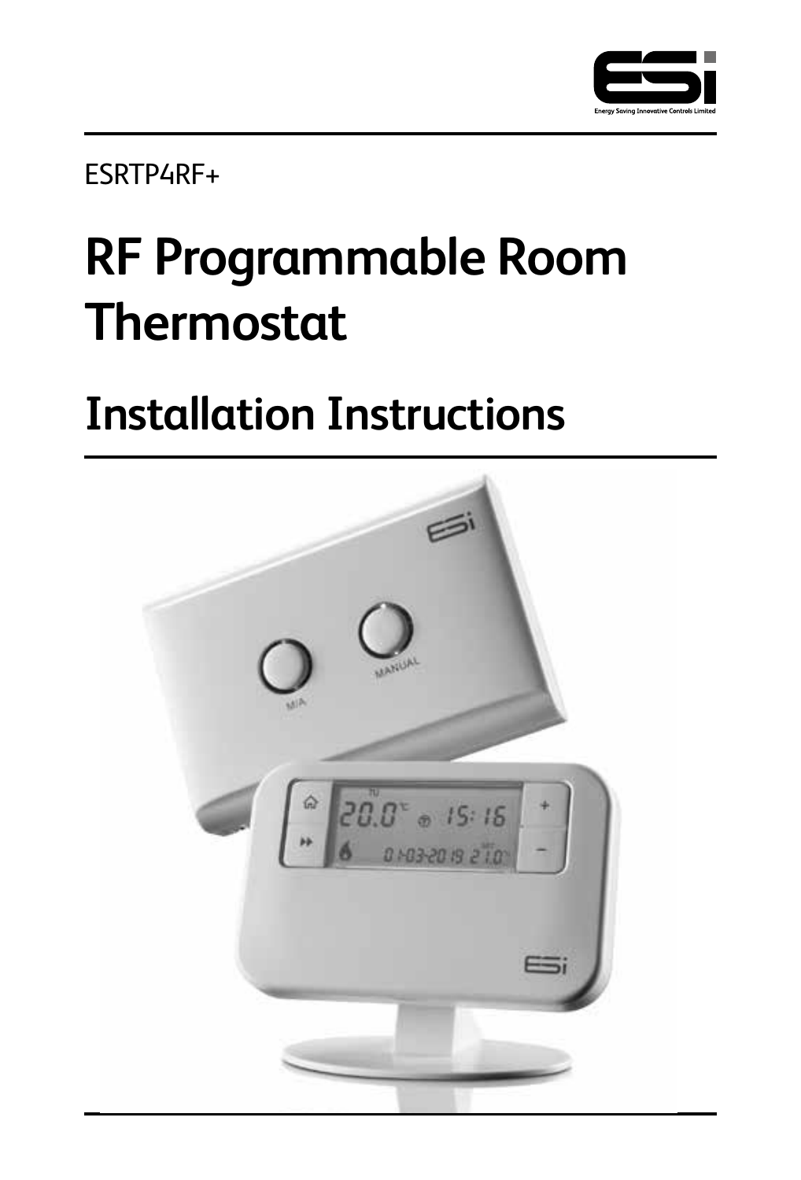ESRTP4RF+

# RF Programmable Room Thermostat

## Installation Instructions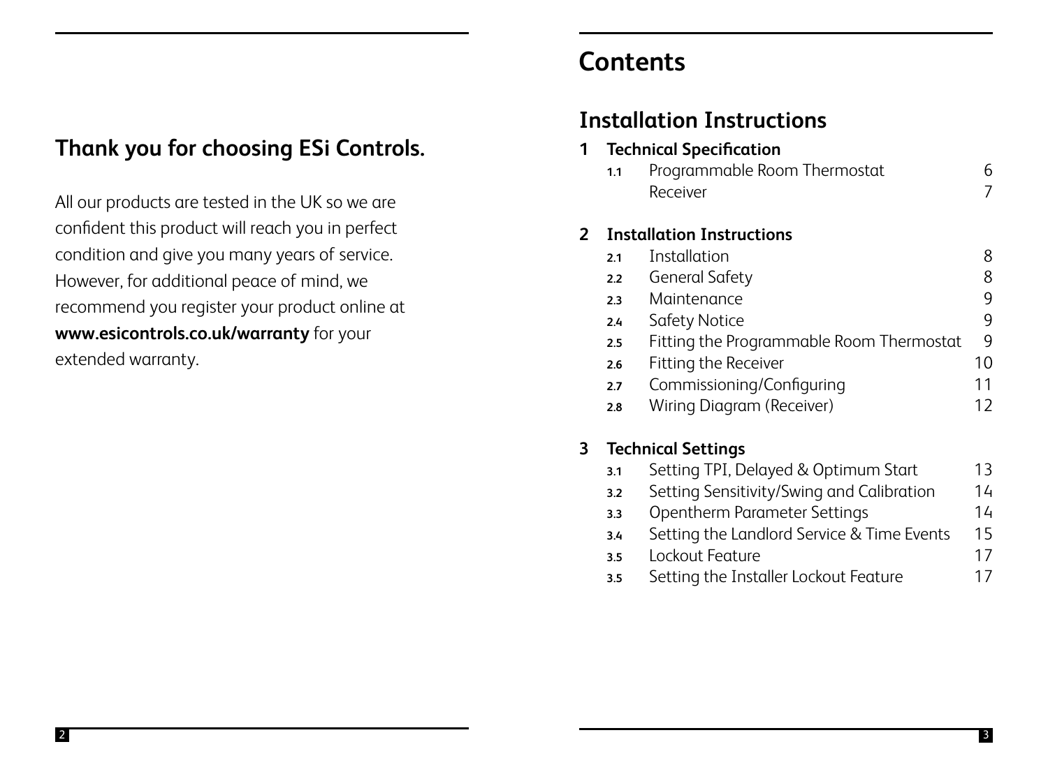## Thank you for choosing ESi Controls.

All our products are tested in the UK so we are confident this product will reach you in perfect condition and give you many years of service. However, for additional peace of mind, we recommend you register your product online at **www.esicontrols.co.uk/warranty** for your extended warranty.

# Contents

## Installation Instructions

**1 Technical Specification**

| | | |
|---|---|---|
| 1.1 | Programmable Room Thermostat | 6 |
| | Receiver | 7 |

**2 Installation Instructions**

| | | |
|---|---|---|
| 2.1 | Installation | 8 |
| 2.2 | General Safety | 8 |
| 2.3 | Maintenance | 9 |
| 2.4 | Safety Notice | 9 |
| 2.5 | Fitting the Programmable Room Thermostat | 9 |
| 2.6 | Fitting the Receiver | 10 |
| 2.7 | Commissioning/Configuring | 11 |
| 2.8 | Wiring Diagram (Receiver) | 12 |

**3 Technical Settings**

| | | |
|---|---|---|
| 3.1 | Setting TPI, Delayed & Optimum Start | 13 |
| 3.2 | Setting Sensitivity/Swing and Calibration | 14 |
| 3.3 | Opentherm Parameter Settings | 14 |
| 3.4 | Setting the Landlord Service & Time Events | 15 |
| 3.5 | Lockout Feature | 17 |
| 3.5 | Setting the Installer Lockout Feature | 17 |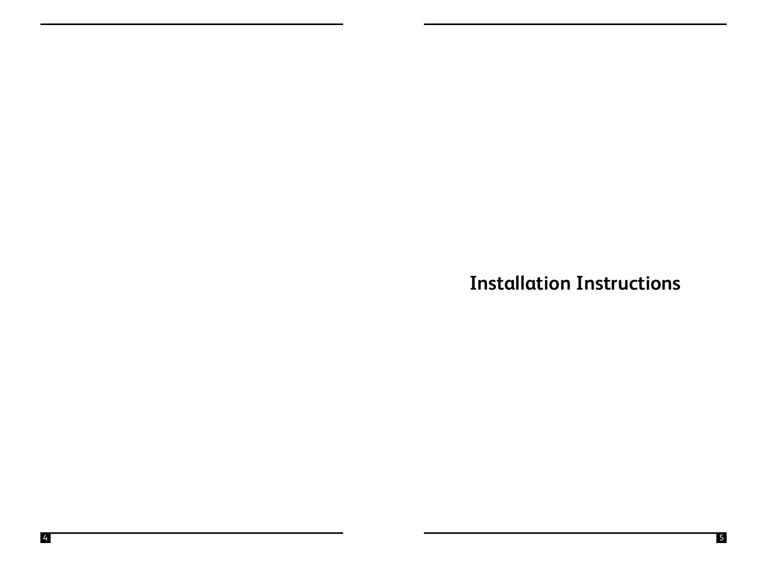# Installation Instructions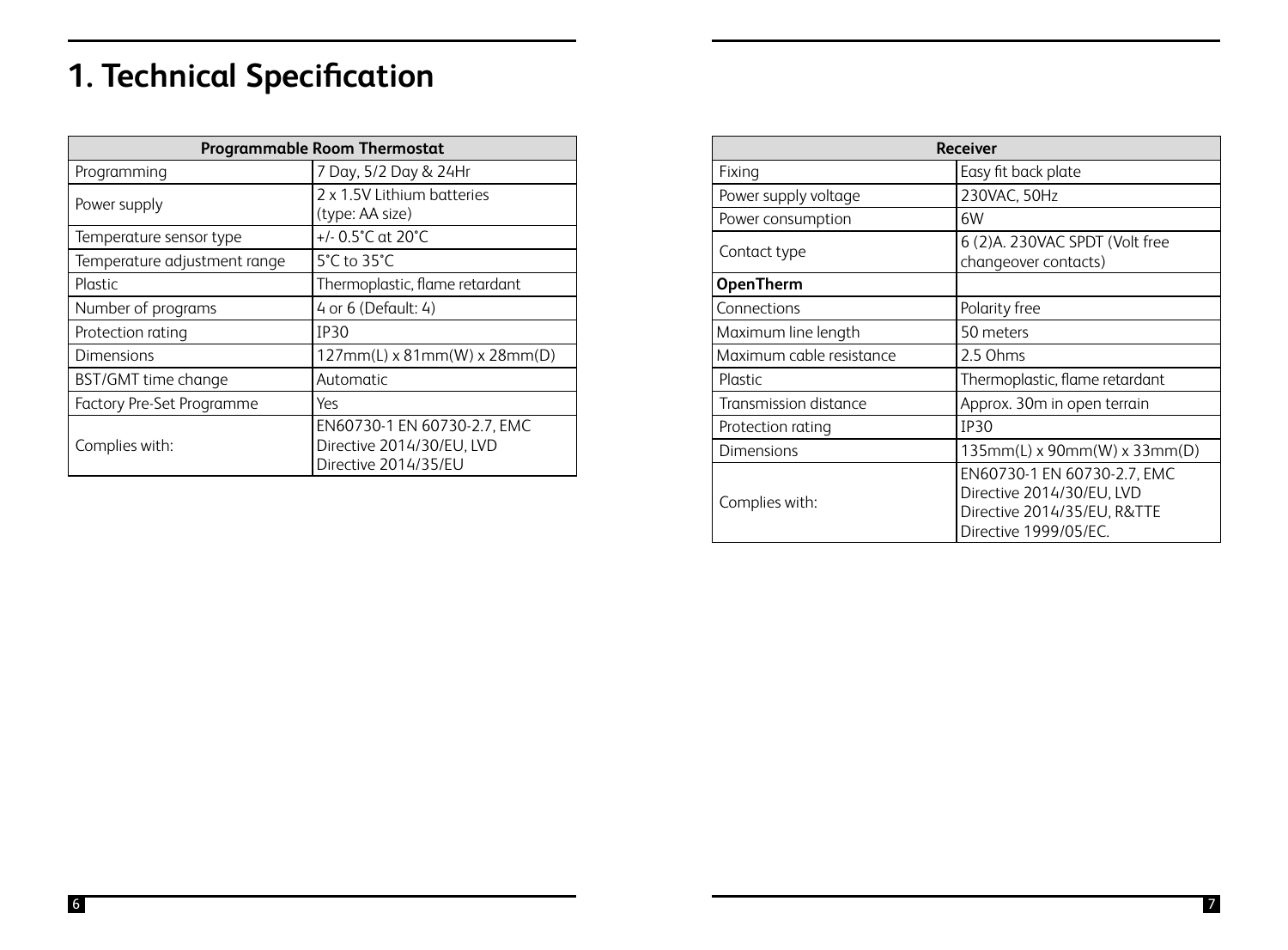# 1. Technical Specification

| Programmable Room Thermostat | |
|---|---|
| Programming | 7 Day, 5/2 Day & 24Hr |
| Power supply | 2 x 1.5V Lithium batteries (type: AA size) |
| Temperature sensor type | +/- 0.5˚C at 20˚C |
| Temperature adjustment range | 5˚C to 35˚C |
| Plastic | Thermoplastic, flame retardant |
| Number of programs | 4 or 6 (Default: 4) |
| Protection rating | IP30 |
| Dimensions | 127mm(L) x 81mm(W) x 28mm(D) |
| BST/GMT time change | Automatic |
| Factory Pre-Set Programme | Yes |
| Complies with: | EN60730-1 EN 60730-2.7, EMC Directive 2014/30/EU, LVD Directive 2014/35/EU |

| Receiver | |
|---|---|
| Fixing | Easy fit back plate |
| Power supply voltage | 230VAC, 50Hz |
| Power consumption | 6W |
| Contact type | 6 (2)A. 230VAC SPDT (Volt free changeover contacts) |
| **OpenTherm** | |
| Connections | Polarity free |
| Maximum line length | 50 meters |
| Maximum cable resistance | 2.5 Ohms |
| Plastic | Thermoplastic, flame retardant |
| Transmission distance | Approx. 30m in open terrain |
| Protection rating | IP30 |
| Dimensions | 135mm(L) x 90mm(W) x 33mm(D) |
| Complies with: | EN60730-1 EN 60730-2.7, EMC Directive 2014/30/EU, LVD Directive 2014/35/EU, R&TTE Directive 1999/05/EC. |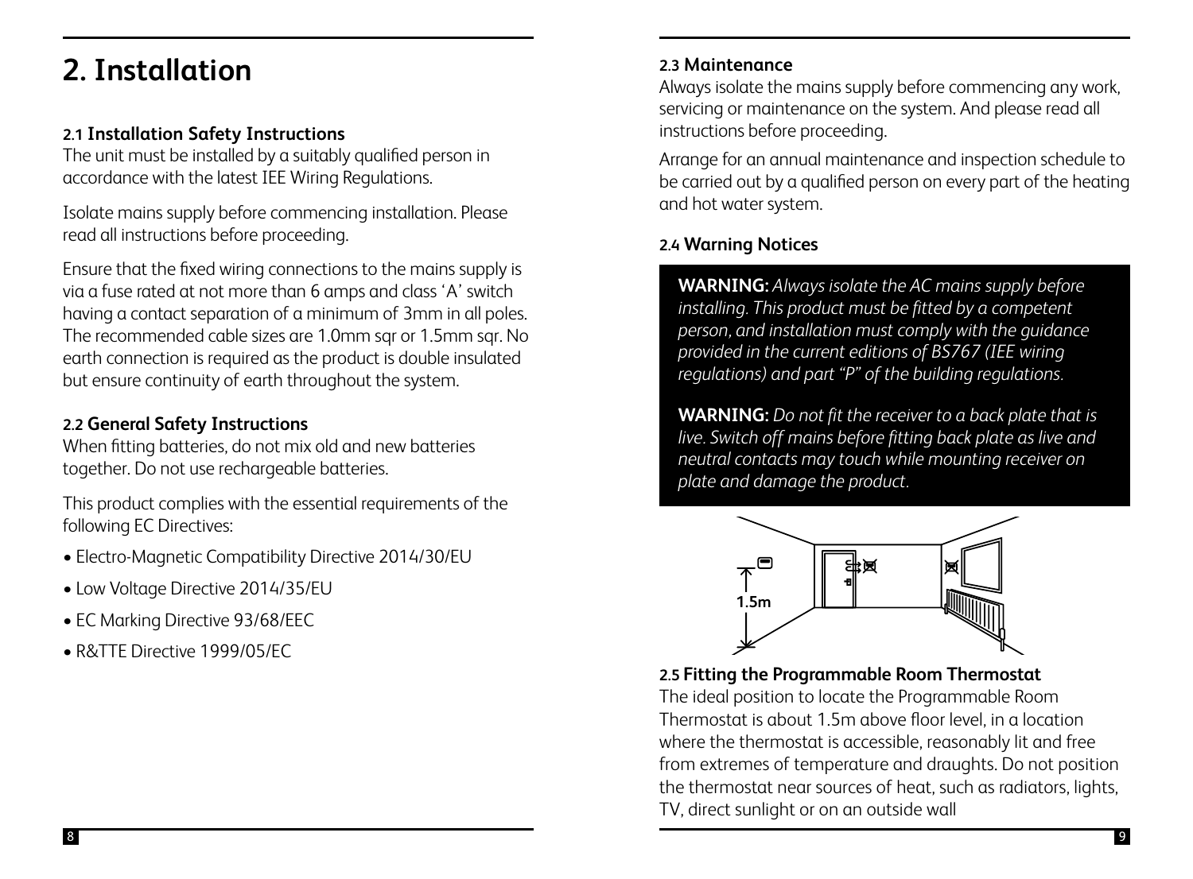# 2. Installation

### 2.1 Installation Safety Instructions

The unit must be installed by a suitably qualified person in accordance with the latest IEE Wiring Regulations.

Isolate mains supply before commencing installation. Please read all instructions before proceeding.

Ensure that the fixed wiring connections to the mains supply is via a fuse rated at not more than 6 amps and class 'A' switch having a contact separation of a minimum of 3mm in all poles. The recommended cable sizes are 1.0mm sqr or 1.5mm sqr. No earth connection is required as the product is double insulated but ensure continuity of earth throughout the system.

### 2.2 General Safety Instructions

When fitting batteries, do not mix old and new batteries together. Do not use rechargeable batteries.

This product complies with the essential requirements of the following EC Directives:

- Electro-Magnetic Compatibility Directive 2014/30/EU
- Low Voltage Directive 2014/35/EU
- EC Marking Directive 93/68/EEC
- R&TTE Directive 1999/05/EC

### 2.3 Maintenance

Always isolate the mains supply before commencing any work, servicing or maintenance on the system. And please read all instructions before proceeding.

Arrange for an annual maintenance and inspection schedule to be carried out by a qualified person on every part of the heating and hot water system.

### 2.4 Warning Notices

**WARNING:** *Always isolate the AC mains supply before installing. This product must be fitted by a competent person, and installation must comply with the guidance provided in the current editions of BS767 (IEE wiring regulations) and part "P" of the building regulations.*

**WARNING:** *Do not fit the receiver to a back plate that is live. Switch off mains before fitting back plate as live and neutral contacts may touch while mounting receiver on plate and damage the product.*

1.5m

### 2.5 Fitting the Programmable Room Thermostat

The ideal position to locate the Programmable Room Thermostat is about 1.5m above floor level, in a location where the thermostat is accessible, reasonably lit and free from extremes of temperature and draughts. Do not position the thermostat near sources of heat, such as radiators, lights, TV, direct sunlight or on an outside wall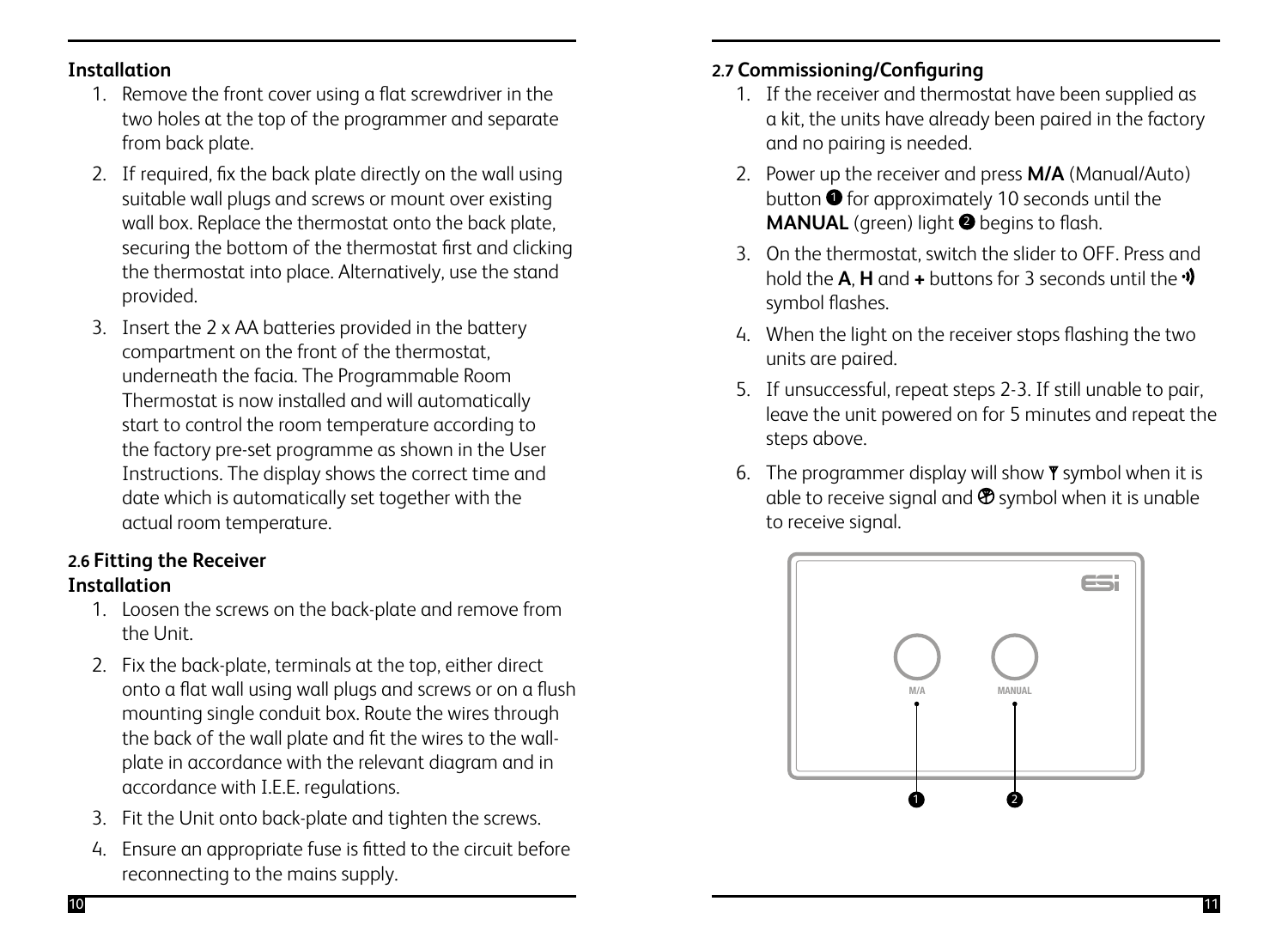### Installation

1. Remove the front cover using a flat screwdriver in the two holes at the top of the programmer and separate from back plate.
2. If required, fix the back plate directly on the wall using suitable wall plugs and screws or mount over existing wall box. Replace the thermostat onto the back plate, securing the bottom of the thermostat first and clicking the thermostat into place. Alternatively, use the stand provided.
3. Insert the 2 x AA batteries provided in the battery compartment on the front of the thermostat, underneath the facia. The Programmable Room Thermostat is now installed and will automatically start to control the room temperature according to the factory pre-set programme as shown in the User Instructions. The display shows the correct time and date which is automatically set together with the actual room temperature.

## 2.6 Fitting the Receiver

### Installation

1. Loosen the screws on the back-plate and remove from the Unit.
2. Fix the back-plate, terminals at the top, either direct onto a flat wall using wall plugs and screws or on a flush mounting single conduit box. Route the wires through the back of the wall plate and fit the wires to the wall-plate in accordance with the relevant diagram and in accordance with I.E.E. regulations.
3. Fit the Unit onto back-plate and tighten the screws.
4. Ensure an appropriate fuse is fitted to the circuit before reconnecting to the mains supply.

## 2.7 Commissioning/Configuring

1. If the receiver and thermostat have been supplied as a kit, the units have already been paired in the factory and no pairing is needed.
2. Power up the receiver and press **M/A** (Manual/Auto) button ❶ for approximately 10 seconds until the **MANUAL** (green) light ❷ begins to flash.
3. On the thermostat, switch the slider to OFF. Press and hold the **A**, **H** and **+** buttons for 3 seconds until the ·)) symbol flashes.
4. When the light on the receiver stops flashing the two units are paired.
5. If unsuccessful, repeat steps 2-3. If still unable to pair, leave the unit powered on for 5 minutes and repeat the steps above.
6. The programmer display will show Y symbol when it is able to receive signal and ⊗ symbol when it is unable to receive signal.

ESi

M/A

MANUAL

1

2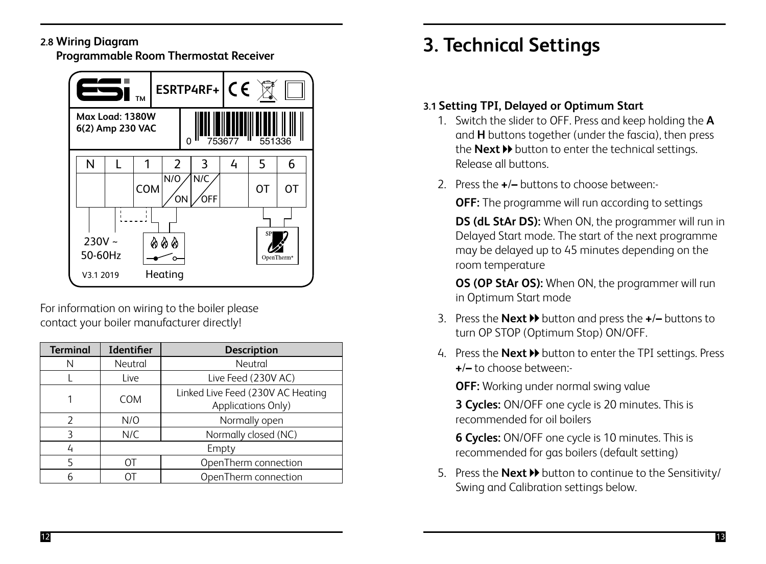### 2.8 Wiring Diagram
**Programmable Room Thermostat Receiver**

ESi TM ESRTP4RF+

Max Load: 1380W
6(2) Amp 230 VAC

0 753677 551336

| N | L | 1 | 2 | 3 | 4 | 5 | 6 |
|---|---|---|---|---|---|---|---|
| | | COM | N/O ON | N/C OFF | | OT | OT |

230V ~
50-60Hz

V3.1 2019

Heating

OpenTherm

For information on wiring to the boiler please contact your boiler manufacturer directly!

| Terminal | Identifier | Description |
|---|---|---|
| N | Neutral | Neutral |
| L | Live | Live Feed (230V AC) |
| 1 | COM | Linked Live Feed (230V AC Heating Applications Only) |
| 2 | N/O | Normally open |
| 3 | N/C | Normally closed (NC) |
| 4 | Empty | |
| 5 | OT | OpenTherm connection |
| 6 | OT | OpenTherm connection |

# 3. Technical Settings

### 3.1 Setting TPI, Delayed or Optimum Start

1. Switch the slider to OFF. Press and keep holding the **A** and **H** buttons together (under the fascia), then press the **Next ⏩** button to enter the technical settings. Release all buttons.
2. Press the **+/–** buttons to choose between:-

   **OFF:** The programme will run according to settings

   **DS (dL StAr DS):** When ON, the programmer will run in Delayed Start mode. The start of the next programme may be delayed up to 45 minutes depending on the room temperature

   **OS (OP StAr OS):** When ON, the programmer will run in Optimum Start mode
3. Press the **Next ⏩** button and press the **+/–** buttons to turn OP STOP (Optimum Stop) ON/OFF.
4. Press the **Next ⏩** button to enter the TPI settings. Press **+/–** to choose between:-

   **OFF:** Working under normal swing value

   **3 Cycles:** ON/OFF one cycle is 20 minutes. This is recommended for oil boilers

   **6 Cycles:** ON/OFF one cycle is 10 minutes. This is recommended for gas boilers (default setting)
5. Press the **Next ⏩** button to continue to the Sensitivity/Swing and Calibration settings below.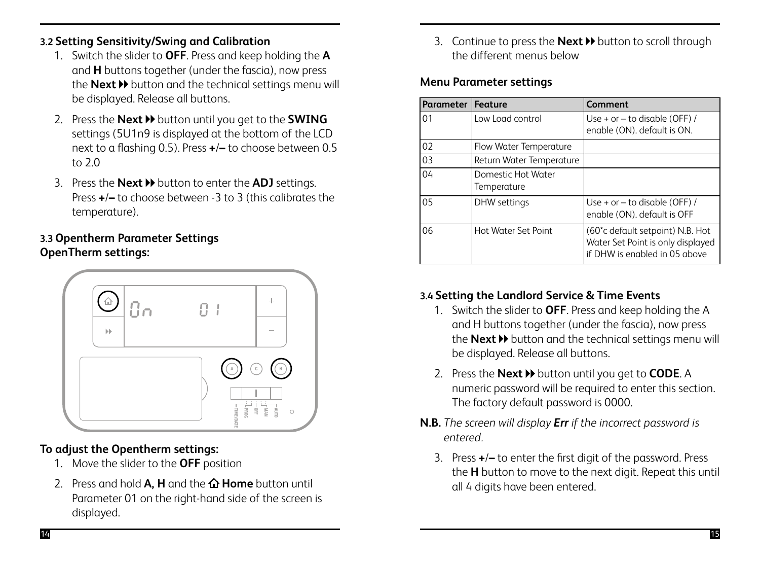### 3.2 Setting Sensitivity/Swing and Calibration

1. Switch the slider to **OFF**. Press and keep holding the **A** and **H** buttons together (under the fascia), now press the **Next ⏩** button and the technical settings menu will be displayed. Release all buttons.
2. Press the **Next ⏩** button until you get to the **SWING** settings (5U1n9 is displayed at the bottom of the LCD next to a flashing 0.5). Press **+/–** to choose between 0.5 to 2.0
3. Press the **Next ⏩** button to enter the **ADJ** settings. Press **+/–** to choose between -3 to 3 (this calibrates the temperature).

### 3.3 Opentherm Parameter Settings

**OpenTherm settings:**

On 01

TIME/DATE PROG OFF MAN AUTO

A C H

**To adjust the Opentherm settings:**

1. Move the slider to the **OFF** position
2. Press and hold **A, H** and the **⌂ Home** button until Parameter 01 on the right-hand side of the screen is displayed.
3. Continue to press the **Next ⏩** button to scroll through the different menus below

**Menu Parameter settings**

| Parameter | Feature | Comment |
|---|---|---|
| 01 | Low Load control | Use + or – to disable (OFF) / enable (ON). default is ON. |
| 02 | Flow Water Temperature | |
| 03 | Return Water Temperature | |
| 04 | Domestic Hot Water Temperature | |
| 05 | DHW settings | Use + or – to disable (OFF) / enable (ON). default is OFF |
| 06 | Hot Water Set Point | (60˚c default setpoint) N.B. Hot Water Set Point is only displayed if DHW is enabled in 05 above |

### 3.4 Setting the Landlord Service & Time Events

1. Switch the slider to **OFF**. Press and keep holding the A and H buttons together (under the fascia), now press the **Next ⏩** button and the technical settings menu will be displayed. Release all buttons.
2. Press the **Next ⏩** button until you get to **CODE**. A numeric password will be required to enter this section. The factory default password is 0000.

**N.B.** *The screen will display* ***Err*** *if the incorrect password is entered.*

3. Press **+/–** to enter the first digit of the password. Press the **H** button to move to the next digit. Repeat this until all 4 digits have been entered.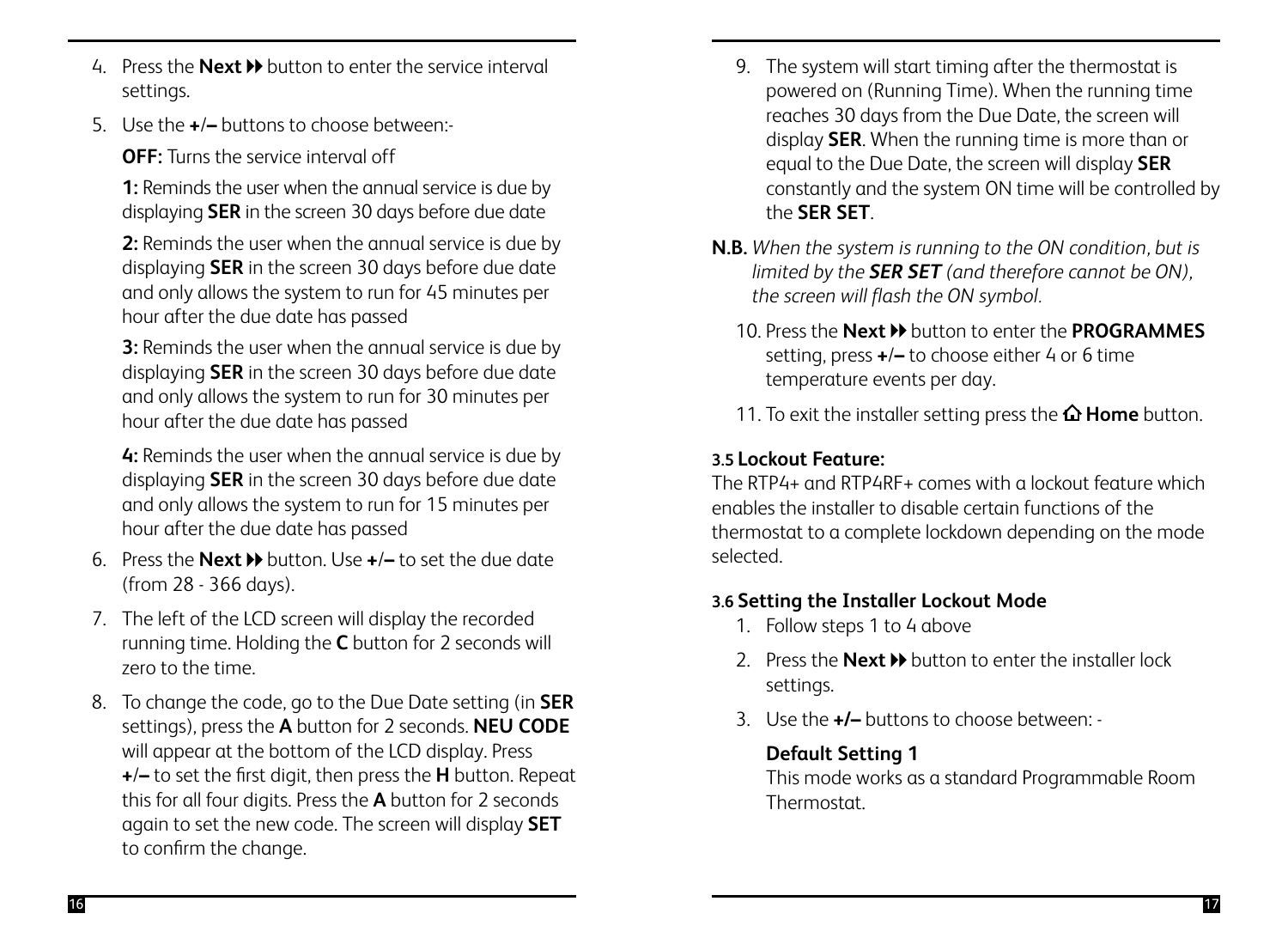4. Press the **Next ⏩** button to enter the service interval settings.
5. Use the **+/–** buttons to choose between:-

   **OFF:** Turns the service interval off

   **1:** Reminds the user when the annual service is due by displaying **SER** in the screen 30 days before due date

   **2:** Reminds the user when the annual service is due by displaying **SER** in the screen 30 days before due date and only allows the system to run for 45 minutes per hour after the due date has passed

   **3:** Reminds the user when the annual service is due by displaying **SER** in the screen 30 days before due date and only allows the system to run for 30 minutes per hour after the due date has passed

   **4:** Reminds the user when the annual service is due by displaying **SER** in the screen 30 days before due date and only allows the system to run for 15 minutes per hour after the due date has passed
6. Press the **Next ⏩** button. Use **+/–** to set the due date (from 28 - 366 days).
7. The left of the LCD screen will display the recorded running time. Holding the **C** button for 2 seconds will zero to the time.
8. To change the code, go to the Due Date setting (in **SER** settings), press the **A** button for 2 seconds. **NEU CODE** will appear at the bottom of the LCD display. Press **+/–** to set the first digit, then press the **H** button. Repeat this for all four digits. Press the **A** button for 2 seconds again to set the new code. The screen will display **SET** to confirm the change.
9. The system will start timing after the thermostat is powered on (Running Time). When the running time reaches 30 days from the Due Date, the screen will display **SER**. When the running time is more than or equal to the Due Date, the screen will display **SER** constantly and the system ON time will be controlled by the **SER SET**.

**N.B.** *When the system is running to the ON condition, but is limited by the **SER SET** (and therefore cannot be ON), the screen will flash the ON symbol.*

10. Press the **Next ⏩** button to enter the **PROGRAMMES** setting, press **+/–** to choose either 4 or 6 time temperature events per day.
11. To exit the installer setting press the ⌂ **Home** button.

### 3.5 Lockout Feature:

The RTP4+ and RTP4RF+ comes with a lockout feature which enables the installer to disable certain functions of the thermostat to a complete lockdown depending on the mode selected.

### 3.6 Setting the Installer Lockout Mode

1. Follow steps 1 to 4 above
2. Press the **Next ⏩** button to enter the installer lock settings.
3. Use the **+/–** buttons to choose between: -

   **Default Setting 1**

   This mode works as a standard Programmable Room Thermostat.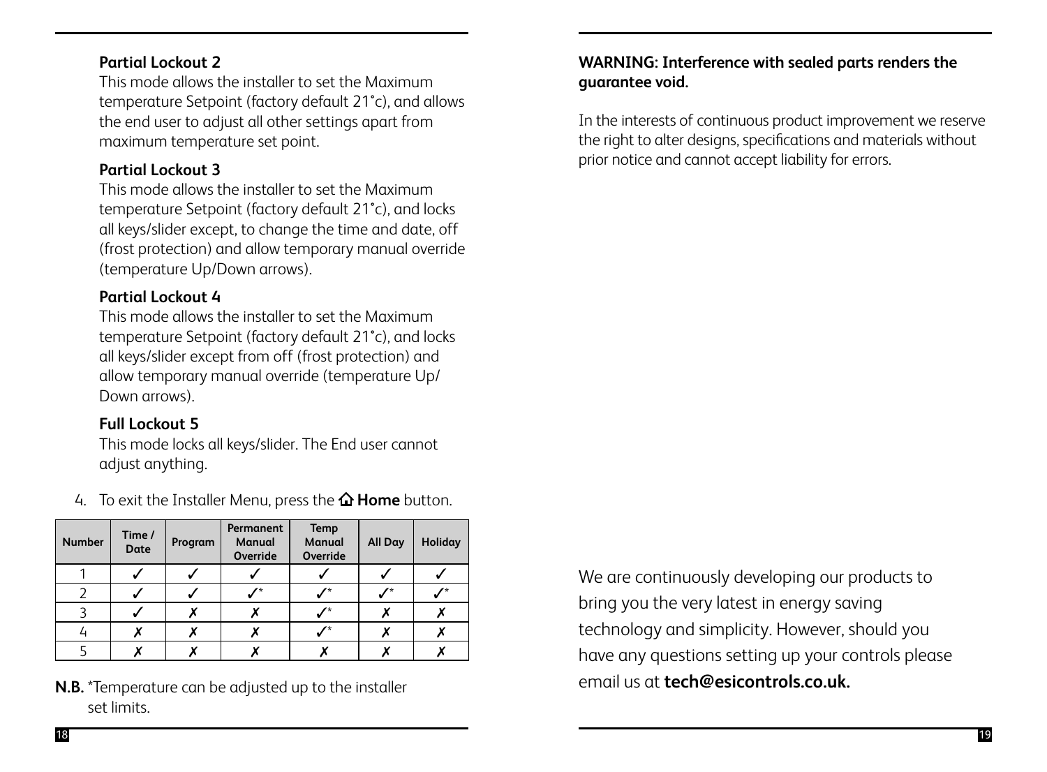### Partial Lockout 2

This mode allows the installer to set the Maximum temperature Setpoint (factory default 21˚c), and allows the end user to adjust all other settings apart from maximum temperature set point.

### Partial Lockout 3

This mode allows the installer to set the Maximum temperature Setpoint (factory default 21˚c), and locks all keys/slider except, to change the time and date, off (frost protection) and allow temporary manual override (temperature Up/Down arrows).

### Partial Lockout 4

This mode allows the installer to set the Maximum temperature Setpoint (factory default 21˚c), and locks all keys/slider except from off (frost protection) and allow temporary manual override (temperature Up/Down arrows).

### Full Lockout 5

This mode locks all keys/slider. The End user cannot adjust anything.

4. To exit the Installer Menu, press the **Home** button.

| Number | Time / Date | Program | Permanent Manual Override | Temp Manual Override | All Day | Holiday |
|---|---|---|---|---|---|---|
| 1 | ✓ | ✓ | ✓ | ✓ | ✓ | ✓ |
| 2 | ✓ | ✓ | ✓* | ✓* | ✓* | ✓* |
| 3 | ✓ | ✗ | ✗ | ✓* | ✗ | ✗ |
| 4 | ✗ | ✗ | ✗ | ✓* | ✗ | ✗ |
| 5 | ✗ | ✗ | ✗ | ✗ | ✗ | ✗ |

**N.B.** *Temperature can be adjusted up to the installer set limits.

**WARNING: Interference with sealed parts renders the guarantee void.**

In the interests of continuous product improvement we reserve the right to alter designs, specifications and materials without prior notice and cannot accept liability for errors.

We are continuously developing our products to bring you the very latest in energy saving technology and simplicity. However, should you have any questions setting up your controls please email us at **tech@esicontrols.co.uk.**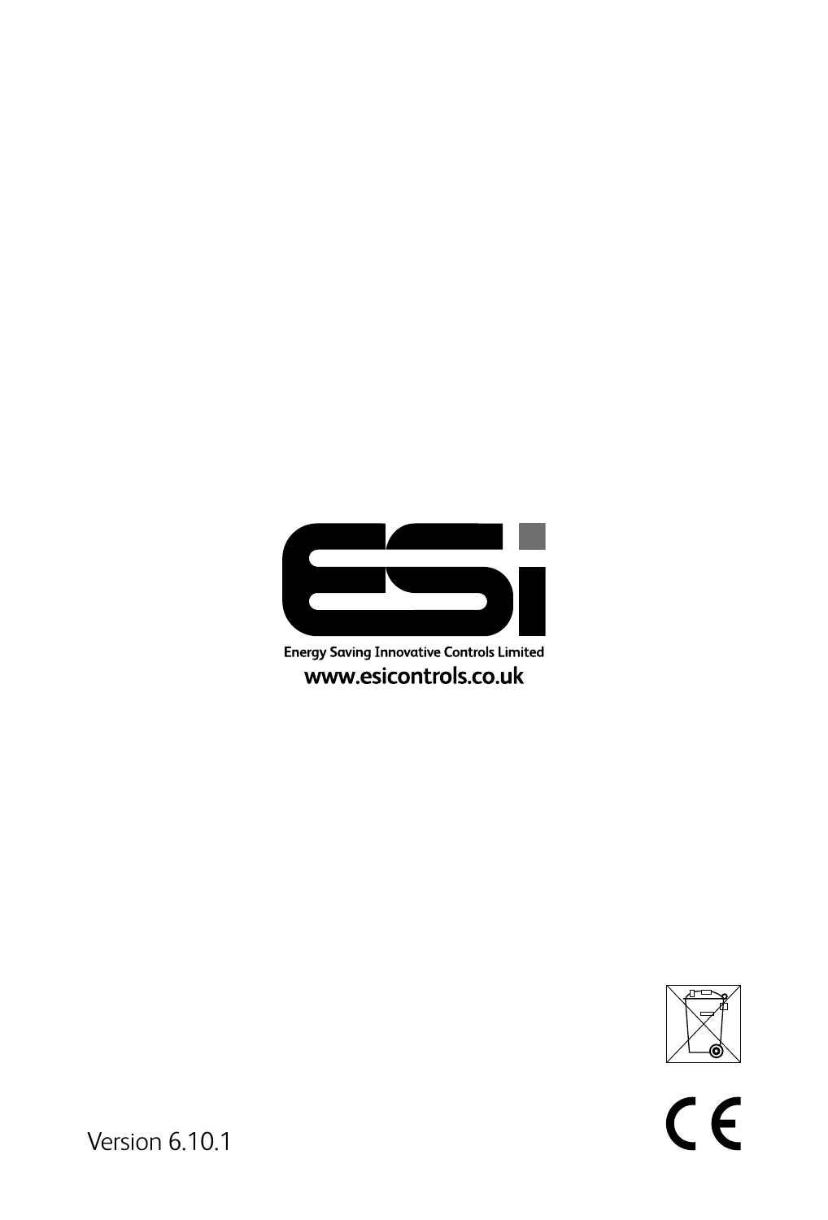ESi

Energy Saving Innovative Controls Limited

www.esicontrols.co.uk

Version 6.10.1